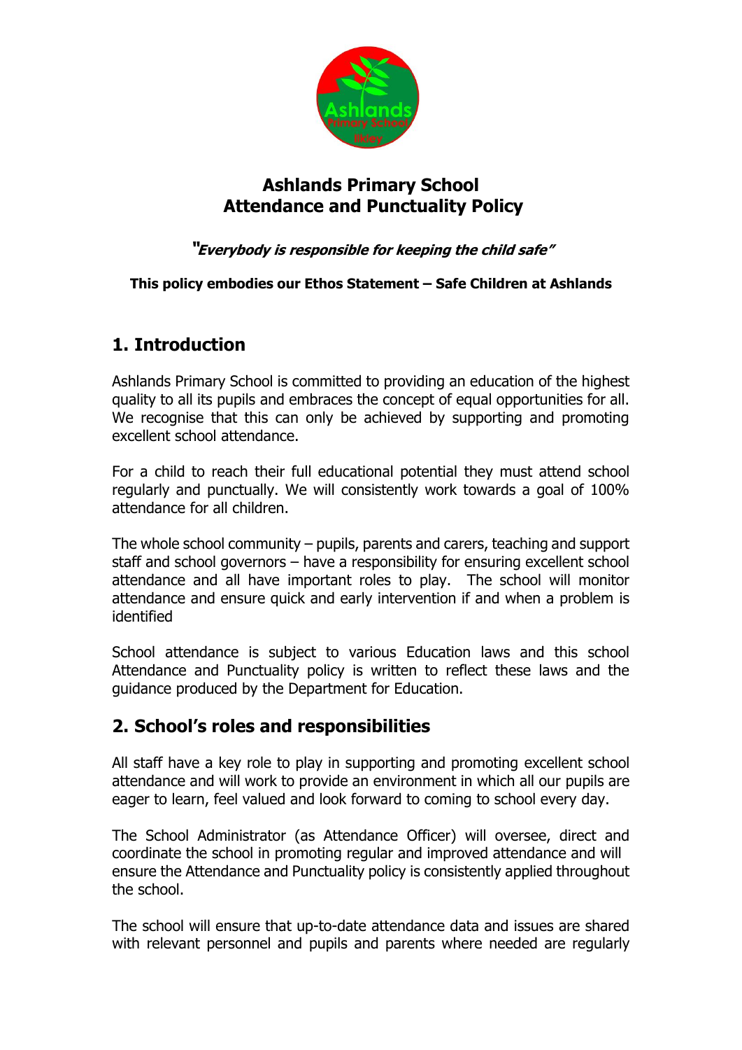# Ashlands Primary School
# Attendance and Punctuality Policy

***"Everybody is responsible for keeping the child safe"***

**This policy embodies our Ethos Statement – Safe Children at Ashlands**

## 1. Introduction

Ashlands Primary School is committed to providing an education of the highest quality to all its pupils and embraces the concept of equal opportunities for all. We recognise that this can only be achieved by supporting and promoting excellent school attendance.

For a child to reach their full educational potential they must attend school regularly and punctually. We will consistently work towards a goal of 100% attendance for all children.

The whole school community – pupils, parents and carers, teaching and support staff and school governors – have a responsibility for ensuring excellent school attendance and all have important roles to play. The school will monitor attendance and ensure quick and early intervention if and when a problem is identified

School attendance is subject to various Education laws and this school Attendance and Punctuality policy is written to reflect these laws and the guidance produced by the Department for Education.

## 2. School's roles and responsibilities

All staff have a key role to play in supporting and promoting excellent school attendance and will work to provide an environment in which all our pupils are eager to learn, feel valued and look forward to coming to school every day.

The School Administrator (as Attendance Officer) will oversee, direct and coordinate the school in promoting regular and improved attendance and will ensure the Attendance and Punctuality policy is consistently applied throughout the school.

The school will ensure that up-to-date attendance data and issues are shared with relevant personnel and pupils and parents where needed are regularly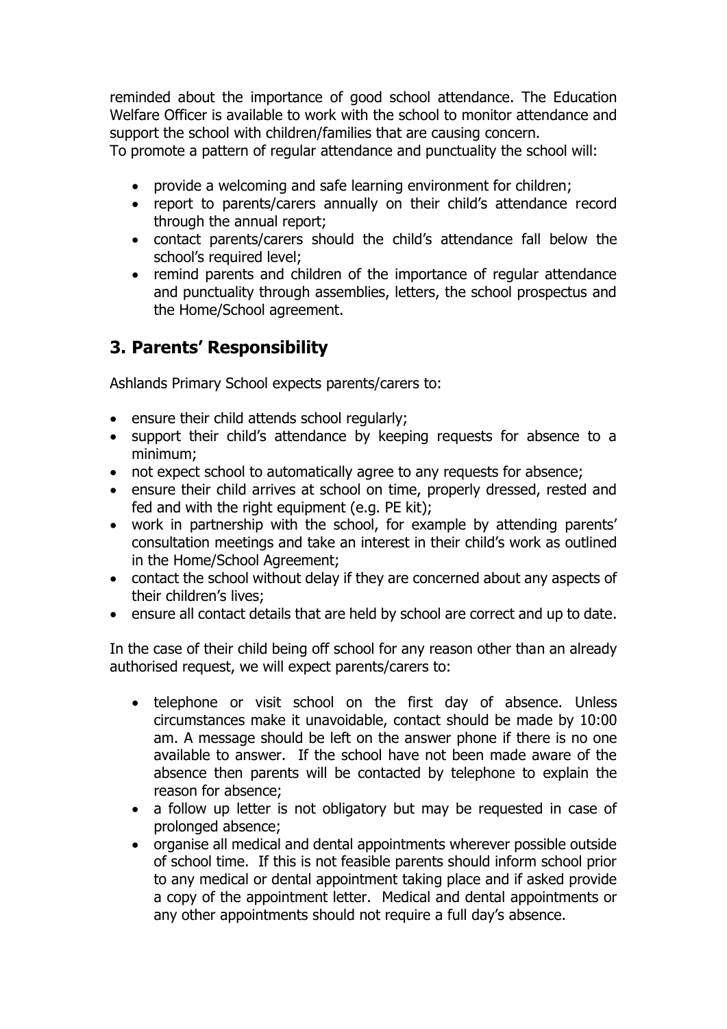reminded about the importance of good school attendance. The Education Welfare Officer is available to work with the school to monitor attendance and support the school with children/families that are causing concern.
To promote a pattern of regular attendance and punctuality the school will:

- provide a welcoming and safe learning environment for children;
- report to parents/carers annually on their child's attendance record through the annual report;
- contact parents/carers should the child's attendance fall below the school's required level;
- remind parents and children of the importance of regular attendance and punctuality through assemblies, letters, the school prospectus and the Home/School agreement.

## 3. Parents' Responsibility

Ashlands Primary School expects parents/carers to:

- ensure their child attends school regularly;
- support their child's attendance by keeping requests for absence to a minimum;
- not expect school to automatically agree to any requests for absence;
- ensure their child arrives at school on time, properly dressed, rested and fed and with the right equipment (e.g. PE kit);
- work in partnership with the school, for example by attending parents' consultation meetings and take an interest in their child's work as outlined in the Home/School Agreement;
- contact the school without delay if they are concerned about any aspects of their children's lives;
- ensure all contact details that are held by school are correct and up to date.

In the case of their child being off school for any reason other than an already authorised request, we will expect parents/carers to:

- telephone or visit school on the first day of absence. Unless circumstances make it unavoidable, contact should be made by 10:00 am. A message should be left on the answer phone if there is no one available to answer. If the school have not been made aware of the absence then parents will be contacted by telephone to explain the reason for absence;
- a follow up letter is not obligatory but may be requested in case of prolonged absence;
- organise all medical and dental appointments wherever possible outside of school time. If this is not feasible parents should inform school prior to any medical or dental appointment taking place and if asked provide a copy of the appointment letter. Medical and dental appointments or any other appointments should not require a full day's absence.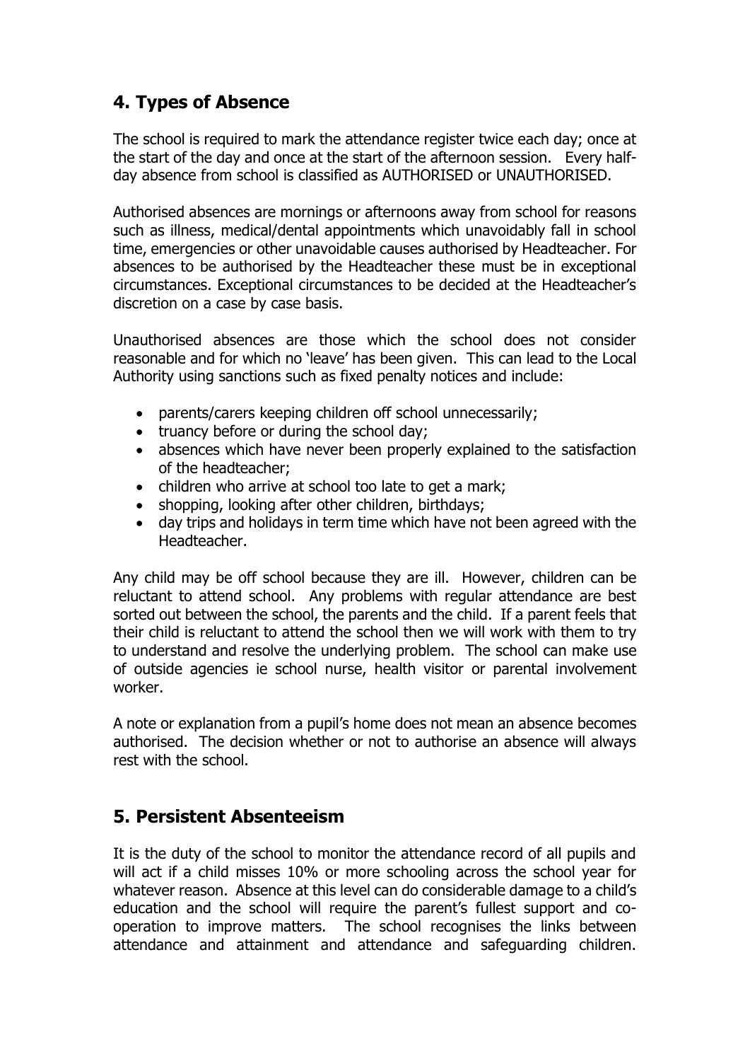## 4. Types of Absence

The school is required to mark the attendance register twice each day; once at the start of the day and once at the start of the afternoon session. Every half-day absence from school is classified as AUTHORISED or UNAUTHORISED.

Authorised absences are mornings or afternoons away from school for reasons such as illness, medical/dental appointments which unavoidably fall in school time, emergencies or other unavoidable causes authorised by Headteacher. For absences to be authorised by the Headteacher these must be in exceptional circumstances. Exceptional circumstances to be decided at the Headteacher's discretion on a case by case basis.

Unauthorised absences are those which the school does not consider reasonable and for which no 'leave' has been given. This can lead to the Local Authority using sanctions such as fixed penalty notices and include:

- parents/carers keeping children off school unnecessarily;
- truancy before or during the school day;
- absences which have never been properly explained to the satisfaction of the headteacher;
- children who arrive at school too late to get a mark;
- shopping, looking after other children, birthdays;
- day trips and holidays in term time which have not been agreed with the Headteacher.

Any child may be off school because they are ill. However, children can be reluctant to attend school. Any problems with regular attendance are best sorted out between the school, the parents and the child. If a parent feels that their child is reluctant to attend the school then we will work with them to try to understand and resolve the underlying problem. The school can make use of outside agencies ie school nurse, health visitor or parental involvement worker.

A note or explanation from a pupil's home does not mean an absence becomes authorised. The decision whether or not to authorise an absence will always rest with the school.

## 5. Persistent Absenteeism

It is the duty of the school to monitor the attendance record of all pupils and will act if a child misses 10% or more schooling across the school year for whatever reason. Absence at this level can do considerable damage to a child's education and the school will require the parent's fullest support and co-operation to improve matters. The school recognises the links between attendance and attainment and attendance and safeguarding children.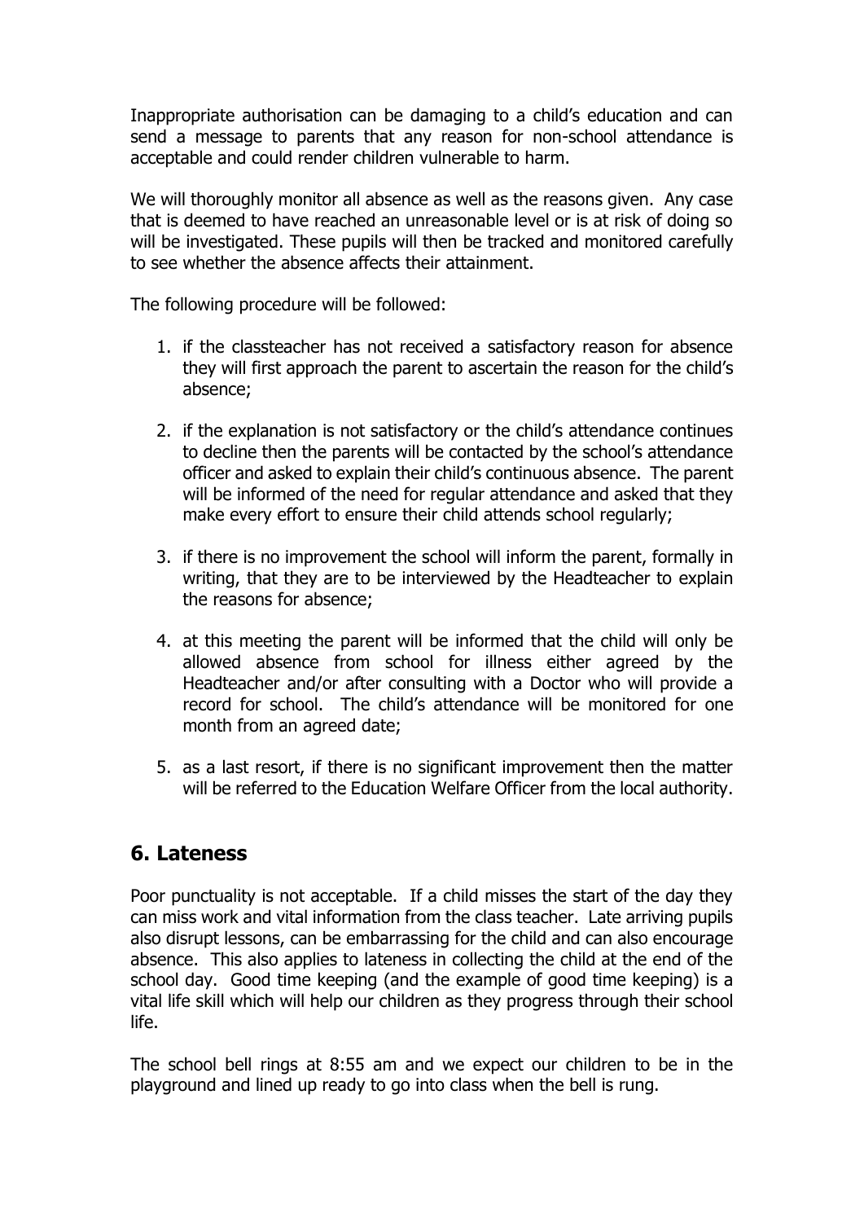Inappropriate authorisation can be damaging to a child's education and can send a message to parents that any reason for non-school attendance is acceptable and could render children vulnerable to harm.

We will thoroughly monitor all absence as well as the reasons given. Any case that is deemed to have reached an unreasonable level or is at risk of doing so will be investigated. These pupils will then be tracked and monitored carefully to see whether the absence affects their attainment.

The following procedure will be followed:

1. if the classteacher has not received a satisfactory reason for absence they will first approach the parent to ascertain the reason for the child's absence;

2. if the explanation is not satisfactory or the child's attendance continues to decline then the parents will be contacted by the school's attendance officer and asked to explain their child's continuous absence. The parent will be informed of the need for regular attendance and asked that they make every effort to ensure their child attends school regularly;

3. if there is no improvement the school will inform the parent, formally in writing, that they are to be interviewed by the Headteacher to explain the reasons for absence;

4. at this meeting the parent will be informed that the child will only be allowed absence from school for illness either agreed by the Headteacher and/or after consulting with a Doctor who will provide a record for school. The child's attendance will be monitored for one month from an agreed date;

5. as a last resort, if there is no significant improvement then the matter will be referred to the Education Welfare Officer from the local authority.

## 6. Lateness

Poor punctuality is not acceptable. If a child misses the start of the day they can miss work and vital information from the class teacher. Late arriving pupils also disrupt lessons, can be embarrassing for the child and can also encourage absence. This also applies to lateness in collecting the child at the end of the school day. Good time keeping (and the example of good time keeping) is a vital life skill which will help our children as they progress through their school life.

The school bell rings at 8:55 am and we expect our children to be in the playground and lined up ready to go into class when the bell is rung.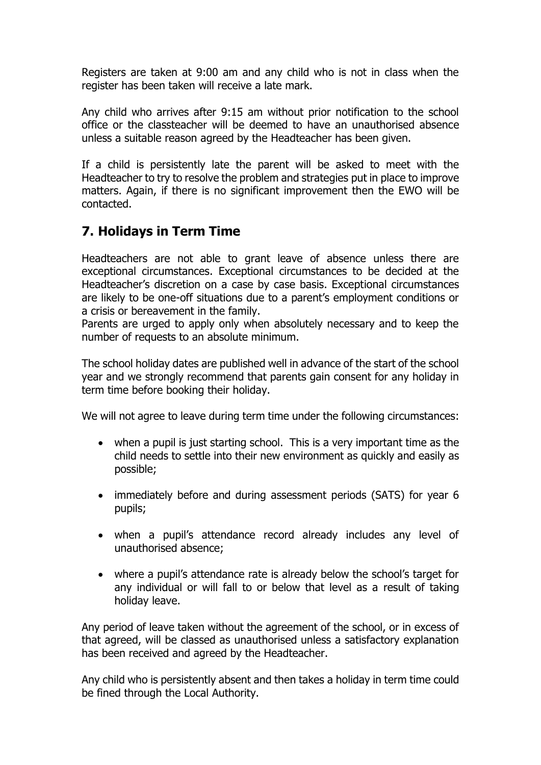Registers are taken at 9:00 am and any child who is not in class when the register has been taken will receive a late mark.

Any child who arrives after 9:15 am without prior notification to the school office or the classteacher will be deemed to have an unauthorised absence unless a suitable reason agreed by the Headteacher has been given.

If a child is persistently late the parent will be asked to meet with the Headteacher to try to resolve the problem and strategies put in place to improve matters. Again, if there is no significant improvement then the EWO will be contacted.

## 7. Holidays in Term Time

Headteachers are not able to grant leave of absence unless there are exceptional circumstances. Exceptional circumstances to be decided at the Headteacher's discretion on a case by case basis. Exceptional circumstances are likely to be one-off situations due to a parent's employment conditions or a crisis or bereavement in the family.
Parents are urged to apply only when absolutely necessary and to keep the number of requests to an absolute minimum.

The school holiday dates are published well in advance of the start of the school year and we strongly recommend that parents gain consent for any holiday in term time before booking their holiday.

We will not agree to leave during term time under the following circumstances:

- when a pupil is just starting school. This is a very important time as the child needs to settle into their new environment as quickly and easily as possible;
- immediately before and during assessment periods (SATS) for year 6 pupils;
- when a pupil's attendance record already includes any level of unauthorised absence;
- where a pupil's attendance rate is already below the school's target for any individual or will fall to or below that level as a result of taking holiday leave.

Any period of leave taken without the agreement of the school, or in excess of that agreed, will be classed as unauthorised unless a satisfactory explanation has been received and agreed by the Headteacher.

Any child who is persistently absent and then takes a holiday in term time could be fined through the Local Authority.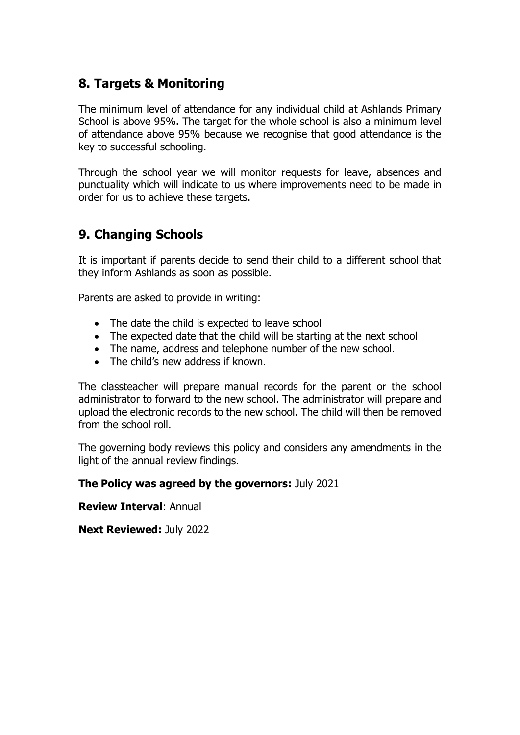## 8. Targets & Monitoring

The minimum level of attendance for any individual child at Ashlands Primary School is above 95%. The target for the whole school is also a minimum level of attendance above 95% because we recognise that good attendance is the key to successful schooling.

Through the school year we will monitor requests for leave, absences and punctuality which will indicate to us where improvements need to be made in order for us to achieve these targets.

## 9. Changing Schools

It is important if parents decide to send their child to a different school that they inform Ashlands as soon as possible.

Parents are asked to provide in writing:

- The date the child is expected to leave school
- The expected date that the child will be starting at the next school
- The name, address and telephone number of the new school.
- The child's new address if known.

The classteacher will prepare manual records for the parent or the school administrator to forward to the new school. The administrator will prepare and upload the electronic records to the new school. The child will then be removed from the school roll.

The governing body reviews this policy and considers any amendments in the light of the annual review findings.

**The Policy was agreed by the governors:** July 2021

**Review Interval**: Annual

**Next Reviewed:** July 2022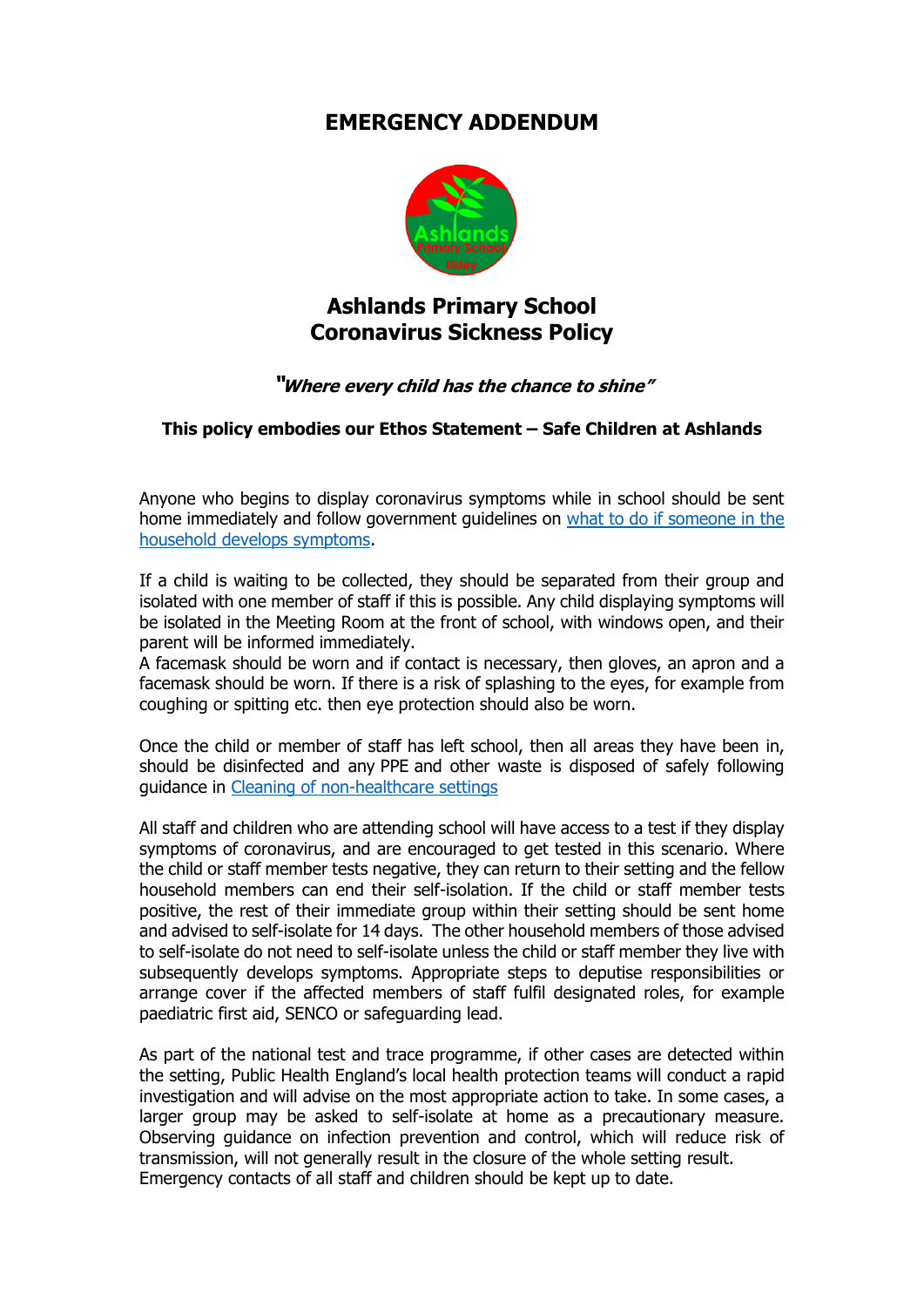# EMERGENCY ADDENDUM

## Ashlands Primary School
## Coronavirus Sickness Policy

***"Where every child has the chance to shine"***

**This policy embodies our Ethos Statement – Safe Children at Ashlands**

Anyone who begins to display coronavirus symptoms while in school should be sent home immediately and follow government guidelines on [what to do if someone in the household develops symptoms](#).

If a child is waiting to be collected, they should be separated from their group and isolated with one member of staff if this is possible. Any child displaying symptoms will be isolated in the Meeting Room at the front of school, with windows open, and their parent will be informed immediately.
A facemask should be worn and if contact is necessary, then gloves, an apron and a facemask should be worn. If there is a risk of splashing to the eyes, for example from coughing or spitting etc. then eye protection should also be worn.

Once the child or member of staff has left school, then all areas they have been in, should be disinfected and any PPE and other waste is disposed of safely following guidance in [Cleaning of non-healthcare settings](#)

All staff and children who are attending school will have access to a test if they display symptoms of coronavirus, and are encouraged to get tested in this scenario. Where the child or staff member tests negative, they can return to their setting and the fellow household members can end their self-isolation. If the child or staff member tests positive, the rest of their immediate group within their setting should be sent home and advised to self-isolate for 14 days. The other household members of those advised to self-isolate do not need to self-isolate unless the child or staff member they live with subsequently develops symptoms. Appropriate steps to deputise responsibilities or arrange cover if the affected members of staff fulfil designated roles, for example paediatric first aid, SENCO or safeguarding lead.

As part of the national test and trace programme, if other cases are detected within the setting, Public Health England's local health protection teams will conduct a rapid investigation and will advise on the most appropriate action to take. In some cases, a larger group may be asked to self-isolate at home as a precautionary measure. Observing guidance on infection prevention and control, which will reduce risk of transmission, will not generally result in the closure of the whole setting result.
Emergency contacts of all staff and children should be kept up to date.